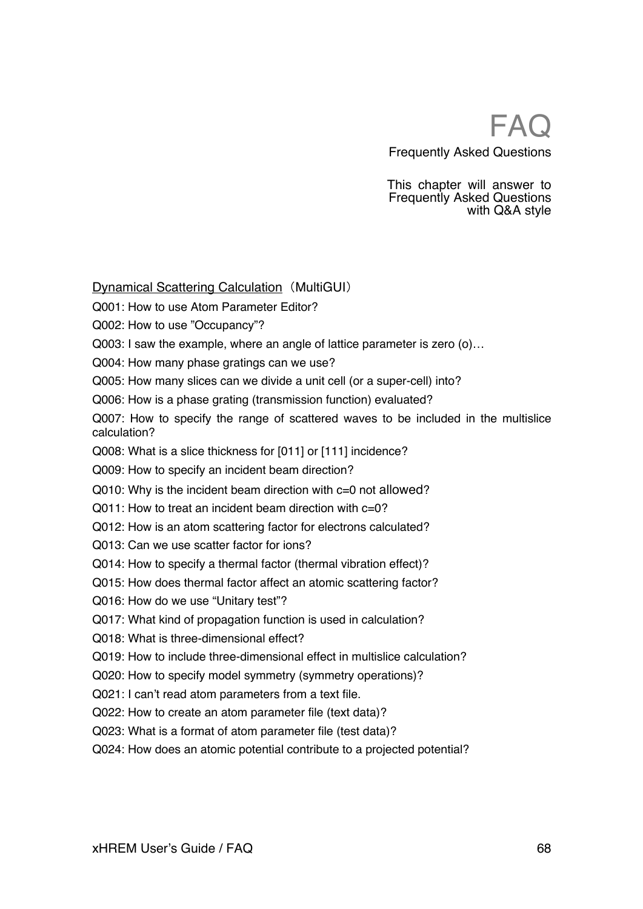# FAQ

Frequently Asked Questions

This chapter will answer to Frequently Asked Questions with Q&A style

Dynamical Scattering Calculation（MultiGUI）

Q001: How to use Atom Parameter Editor?

Q002: How to use ”Occupancy”?

Q003: I saw the example, where an angle of lattice parameter is zero (o)…

Q004: How many phase gratings can we use?

Q005: How many slices can we divide a unit cell (or a super-cell) into?

Q006: How is a phase grating (transmission function) evaluated?

Q007: How to specify the range of scattered waves to be included in the multislice calculation?

Q008: What is a slice thickness for [011] or [111] incidence?

Q009: How to specify an incident beam direction?

Q010: Why is the incident beam direction with c=0 not allowed?

Q011: How to treat an incident beam direction with c=0?

Q012: How is an atom scattering factor for electrons calculated?

Q013: Can we use scatter factor for ions?

Q014: How to specify a thermal factor (thermal vibration effect)?

Q015: How does thermal factor affect an atomic scattering factor?

Q016: How do we use “Unitary test”?

Q017: What kind of propagation function is used in calculation?

Q018: What is three-dimensional effect?

Q019: How to include three-dimensional effect in multislice calculation?

Q020: How to specify model symmetry (symmetry operations)?

Q021: I can’t read atom parameters from a text file.

Q022: How to create an atom parameter file (text data)?

Q023: What is a format of atom parameter file (test data)?

Q024: How does an atomic potential contribute to a projected potential?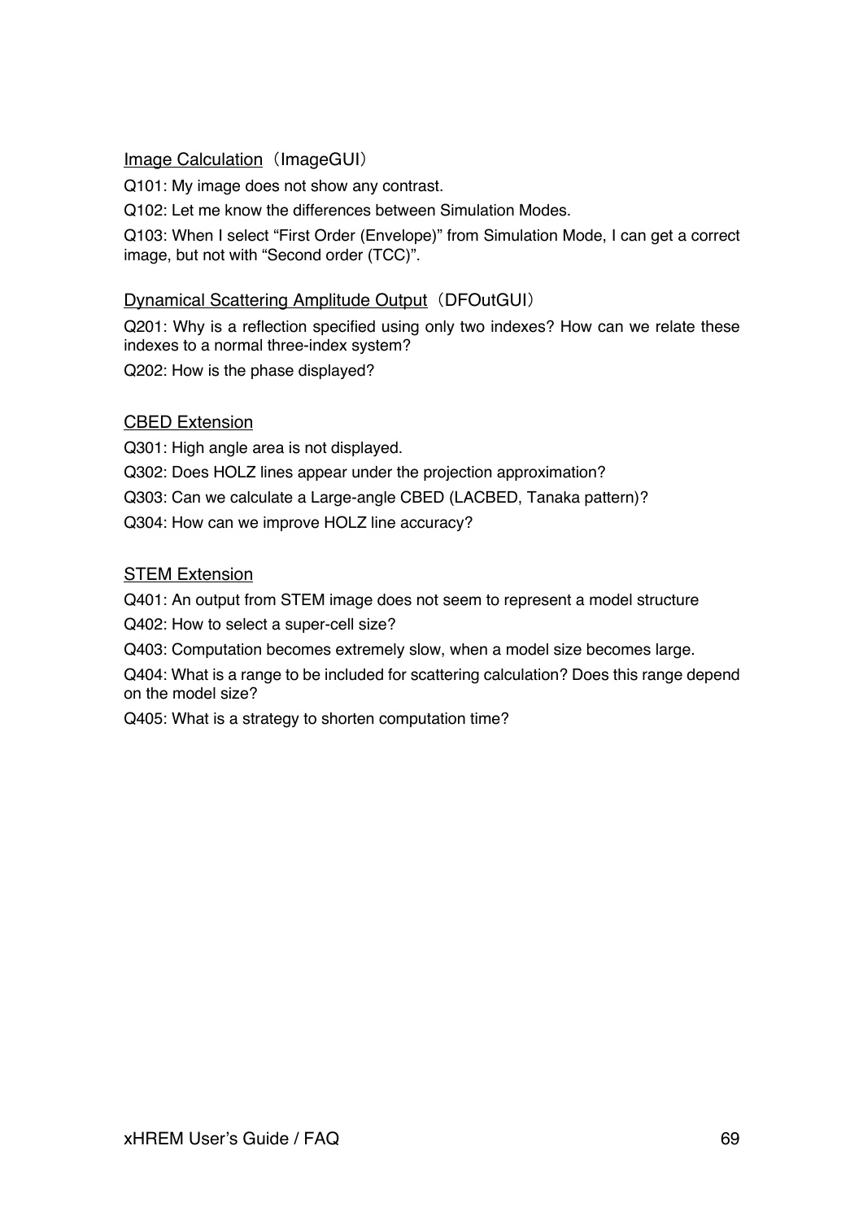## Image Calculation（ImageGUI）

Q101: My image does not show any contrast.

Q102: Let me know the differences between Simulation Modes.

Q103: When I select “First Order (Envelope)” from Simulation Mode, I can get a correct image, but not with “Second order (TCC)”.

## Dynamical Scattering Amplitude Output（DFOutGUI）

Q201: Why is a reflection specified using only two indexes? How can we relate these indexes to a normal three-index system?

Q202: How is the phase displayed?

## CBED Extension

Q301: High angle area is not displayed.

Q302: Does HOLZ lines appear under the projection approximation?

Q303: Can we calculate a Large-angle CBED (LACBED, Tanaka pattern)?

Q304: How can we improve HOLZ line accuracy?

## STEM Extension

Q401: An output from STEM image does not seem to represent a model structure

Q402: How to select a super-cell size?

Q403: Computation becomes extremely slow, when a model size becomes large.

Q404: What is a range to be included for scattering calculation? Does this range depend on the model size?

Q405: What is a strategy to shorten computation time?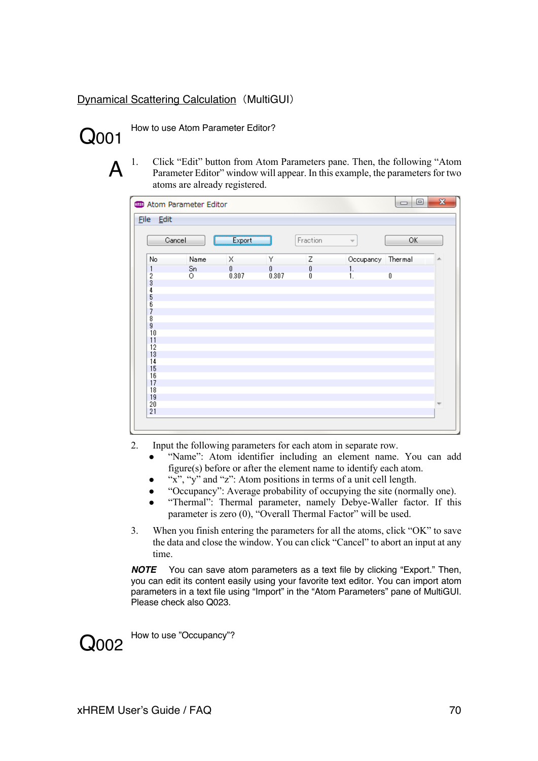Dynamical Scattering Calculation（MultiGUI）

## Q001 How to use Atom Parameter Editor?

**A**

1. Click “Edit” button from Atom Parameters pane. Then, the following “Atom Parameter Editor” window will appear. In this example, the parameters for two atoms are already registered.

2. Input the following parameters for each atom in separate row.
   - “Name”: Atom identifier including an element name. You can add figure(s) before or after the element name to identify each atom.
   - “x”, “y” and “z”: Atom positions in terms of a unit cell length.
   - “Occupancy”: Average probability of occupying the site (normally one).
   - “Thermal”: Thermal parameter, namely Debye-Waller factor. If this parameter is zero (0), “Overall Thermal Factor” will be used.

3. When you finish entering the parameters for all the atoms, click “OK” to save the data and close the window. You can click “Cancel” to abort an input at any time.

***NOTE*** You can save atom parameters as a text file by clicking “Export.” Then, you can edit its content easily using your favorite text editor. You can import atom parameters in a text file using “Import” in the “Atom Parameters” pane of MultiGUI. Please check also Q023.

## Q002 How to use ”Occupancy”?

xHREM User’s Guide / FAQ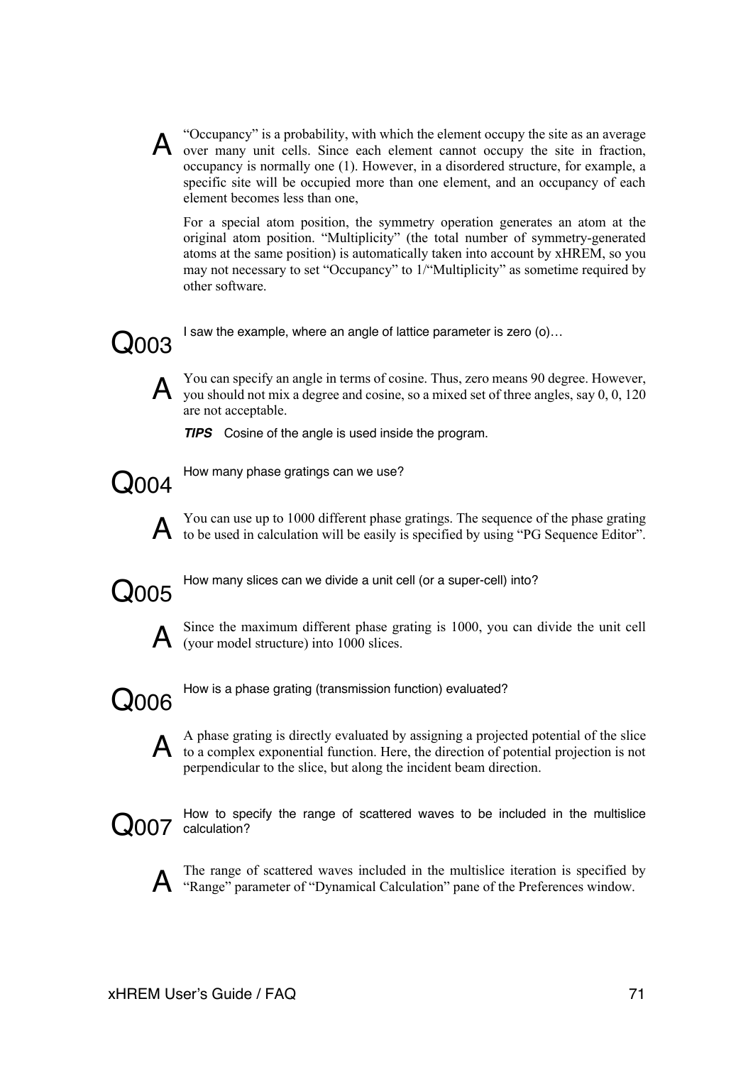**A** "Occupancy" is a probability, with which the element occupy the site as an average over many unit cells. Since each element cannot occupy the site in fraction, occupancy is normally one (1). However, in a disordered structure, for example, a specific site will be occupied more than one element, and an occupancy of each element becomes less than one,

For a special atom position, the symmetry operation generates an atom at the original atom position. "Multiplicity" (the total number of symmetry-generated atoms at the same position) is automatically taken into account by xHREM, so you may not necessary to set "Occupancy" to 1/"Multiplicity" as sometime required by other software.

## Q003

I saw the example, where an angle of lattice parameter is zero (o)…

**A** You can specify an angle in terms of cosine. Thus, zero means 90 degree. However, you should not mix a degree and cosine, so a mixed set of three angles, say 0, 0, 120 are not acceptable.

***TIPS*** Cosine of the angle is used inside the program.

## Q004

How many phase gratings can we use?

**A** You can use up to 1000 different phase gratings. The sequence of the phase grating to be used in calculation will be easily is specified by using "PG Sequence Editor".

## Q005

How many slices can we divide a unit cell (or a super-cell) into?

**A** Since the maximum different phase grating is 1000, you can divide the unit cell (your model structure) into 1000 slices.

## Q006

How is a phase grating (transmission function) evaluated?

**A** A phase grating is directly evaluated by assigning a projected potential of the slice to a complex exponential function. Here, the direction of potential projection is not perpendicular to the slice, but along the incident beam direction.

## Q007

How to specify the range of scattered waves to be included in the multislice calculation?

**A** The range of scattered waves included in the multislice iteration is specified by "Range" parameter of "Dynamical Calculation" pane of the Preferences window.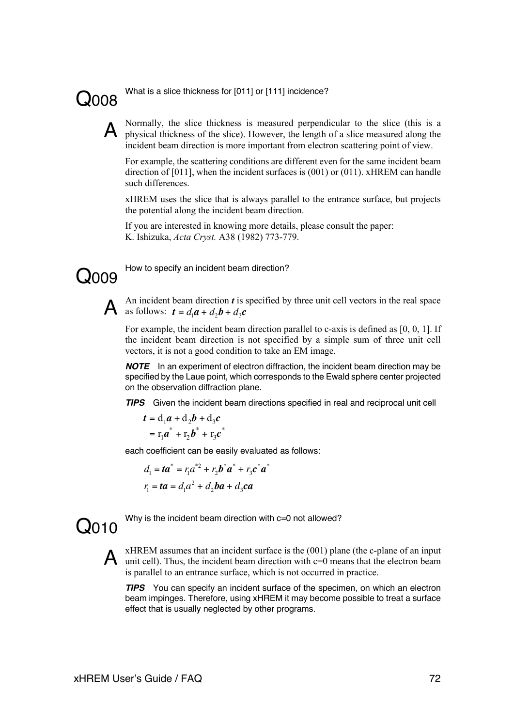## Q008

What is a slice thickness for [011] or [111] incidence?

**A**

Normally, the slice thickness is measured perpendicular to the slice (this is a physical thickness of the slice). However, the length of a slice measured along the incident beam direction is more important from electron scattering point of view.

For example, the scattering conditions are different even for the same incident beam direction of [011], when the incident surfaces is (001) or (011). xHREM can handle such differences.

xHREM uses the slice that is always parallel to the entrance surface, but projects the potential along the incident beam direction.

If you are interested in knowing more details, please consult the paper:
K. Ishizuka, *Acta Cryst.* A38 (1982) 773-779.

## Q009

How to specify an incident beam direction?

**A**

An incident beam direction $\boldsymbol{t}$ is specified by three unit cell vectors in the real space as follows: $\boldsymbol{t} = d_1\boldsymbol{a} + d_2\boldsymbol{b} + d_3\boldsymbol{c}$

For example, the incident beam direction parallel to c-axis is defined as [0, 0, 1]. If the incident beam direction is not specified by a simple sum of three unit cell vectors, it is not a good condition to take an EM image.

***NOTE*** In an experiment of electron diffraction, the incident beam direction may be specified by the Laue point, which corresponds to the Ewald sphere center projected on the observation diffraction plane.

***TIPS*** Given the incident beam directions specified in real and reciprocal unit cell

$$\boldsymbol{t} = d_1\boldsymbol{a} + d_2\boldsymbol{b} + d_3\boldsymbol{c}$$
$$= r_1\boldsymbol{a}^* + r_2\boldsymbol{b}^* + r_3\boldsymbol{c}^*$$

each coefficient can be easily evaluated as follows:

$$d_1 = \boldsymbol{t}\boldsymbol{a}^* = r_1 a^{*2} + r_2\boldsymbol{b}^*\boldsymbol{a}^* + r_3\boldsymbol{c}^*\boldsymbol{a}^*$$
$$r_1 = \boldsymbol{t}\boldsymbol{a} = d_1 a^2 + d_2\boldsymbol{b}\boldsymbol{a} + d_3\boldsymbol{c}\boldsymbol{a}$$

## Q010

Why is the incident beam direction with c=0 not allowed?

**A**

xHREM assumes that an incident surface is the (001) plane (the c-plane of an input unit cell). Thus, the incident beam direction with c=0 means that the electron beam is parallel to an entrance surface, which is not occurred in practice.

***TIPS*** You can specify an incident surface of the specimen, on which an electron beam impinges. Therefore, using xHREM it may become possible to treat a surface effect that is usually neglected by other programs.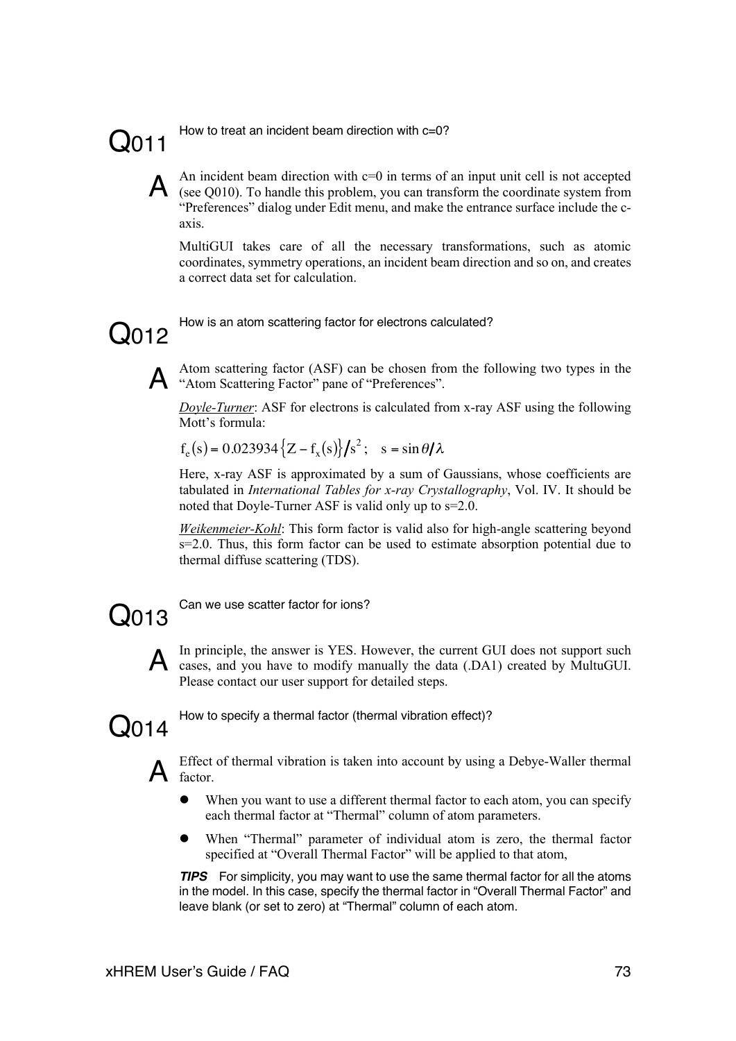## Q011 How to treat an incident beam direction with c=0?

**A** An incident beam direction with c=0 in terms of an input unit cell is not accepted (see Q010). To handle this problem, you can transform the coordinate system from "Preferences" dialog under Edit menu, and make the entrance surface include the c-axis.

MultiGUI takes care of all the necessary transformations, such as atomic coordinates, symmetry operations, an incident beam direction and so on, and creates a correct data set for calculation.

## Q012 How is an atom scattering factor for electrons calculated?

**A** Atom scattering factor (ASF) can be chosen from the following two types in the "Atom Scattering Factor" pane of "Preferences".

*Doyle-Turner*: ASF for electrons is calculated from x-ray ASF using the following Mott's formula:

$$f_e(s) = 0.023934\{Z - f_x(s)\}/s^2; \quad s = \sin\theta/\lambda$$

Here, x-ray ASF is approximated by a sum of Gaussians, whose coefficients are tabulated in *International Tables for x-ray Crystallography*, Vol. IV. It should be noted that Doyle-Turner ASF is valid only up to s=2.0.

*Weikenmeier-Kohl*: This form factor is valid also for high-angle scattering beyond s=2.0. Thus, this form factor can be used to estimate absorption potential due to thermal diffuse scattering (TDS).

## Q013 Can we use scatter factor for ions?

**A** In principle, the answer is YES. However, the current GUI does not support such cases, and you have to modify manually the data (.DA1) created by MultuGUI. Please contact our user support for detailed steps.

## Q014 How to specify a thermal factor (thermal vibration effect)?

**A** Effect of thermal vibration is taken into account by using a Debye-Waller thermal factor.

- When you want to use a different thermal factor to each atom, you can specify each thermal factor at "Thermal" column of atom parameters.
- When "Thermal" parameter of individual atom is zero, the thermal factor specified at "Overall Thermal Factor" will be applied to that atom,

***TIPS*** For simplicity, you may want to use the same thermal factor for all the atoms in the model. In this case, specify the thermal factor in "Overall Thermal Factor" and leave blank (or set to zero) at "Thermal" column of each atom.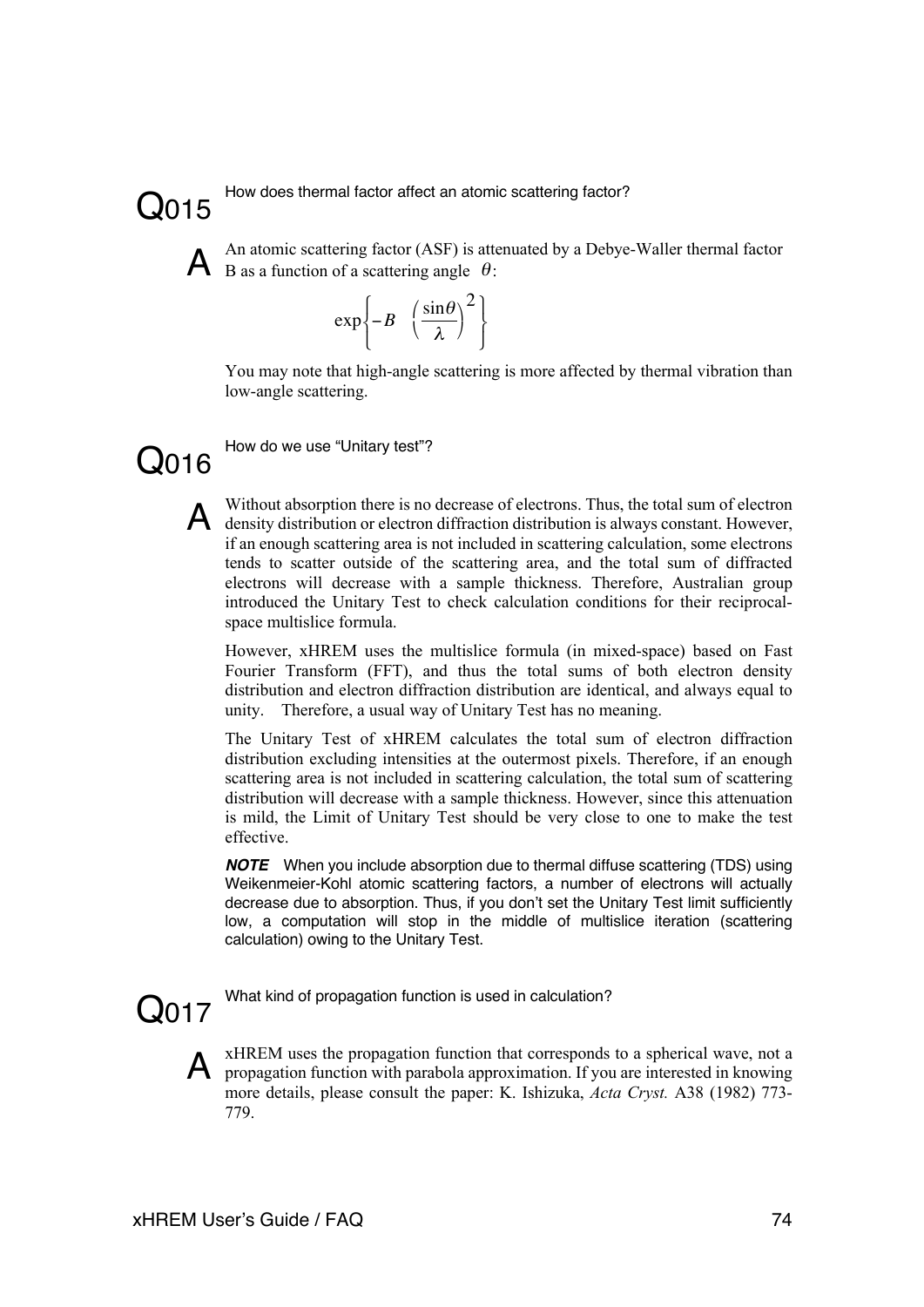## Q015

How does thermal factor affect an atomic scattering factor?

**A**

An atomic scattering factor (ASF) is attenuated by a Debye-Waller thermal factor B as a function of a scattering angle $\theta$:

$$\exp\left\{-B \left(\frac{\sin\theta}{\lambda}\right)^2\right\}$$

You may note that high-angle scattering is more affected by thermal vibration than low-angle scattering.

## Q016

How do we use "Unitary test"?

**A**

Without absorption there is no decrease of electrons. Thus, the total sum of electron density distribution or electron diffraction distribution is always constant. However, if an enough scattering area is not included in scattering calculation, some electrons tends to scatter outside of the scattering area, and the total sum of diffracted electrons will decrease with a sample thickness. Therefore, Australian group introduced the Unitary Test to check calculation conditions for their reciprocal-space multislice formula.

However, xHREM uses the multislice formula (in mixed-space) based on Fast Fourier Transform (FFT), and thus the total sums of both electron density distribution and electron diffraction distribution are identical, and always equal to unity. Therefore, a usual way of Unitary Test has no meaning.

The Unitary Test of xHREM calculates the total sum of electron diffraction distribution excluding intensities at the outermost pixels. Therefore, if an enough scattering area is not included in scattering calculation, the total sum of scattering distribution will decrease with a sample thickness. However, since this attenuation is mild, the Limit of Unitary Test should be very close to one to make the test effective.

***NOTE*** When you include absorption due to thermal diffuse scattering (TDS) using Weikenmeier-Kohl atomic scattering factors, a number of electrons will actually decrease due to absorption. Thus, if you don't set the Unitary Test limit sufficiently low, a computation will stop in the middle of multislice iteration (scattering calculation) owing to the Unitary Test.

## Q017

What kind of propagation function is used in calculation?

**A**

xHREM uses the propagation function that corresponds to a spherical wave, not a propagation function with parabola approximation. If you are interested in knowing more details, please consult the paper: K. Ishizuka, *Acta Cryst.* A38 (1982) 773-779.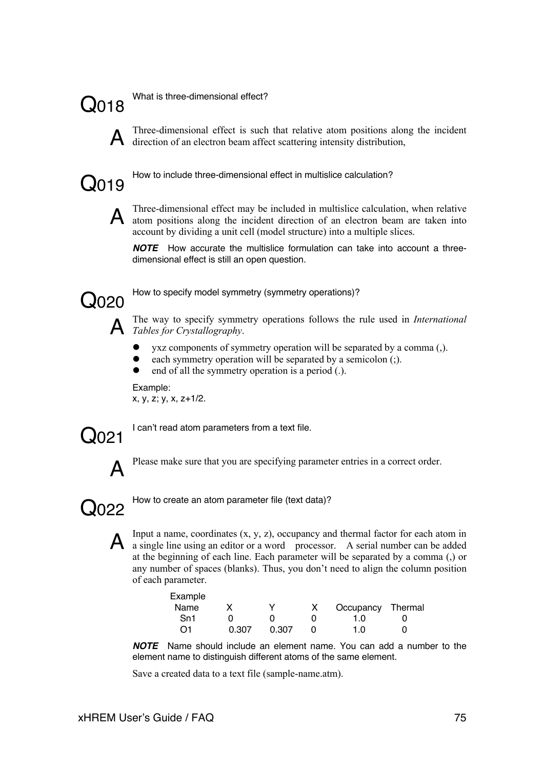## Q018 What is three-dimensional effect?

**A** Three-dimensional effect is such that relative atom positions along the incident direction of an electron beam affect scattering intensity distribution,

## Q019 How to include three-dimensional effect in multislice calculation?

**A** Three-dimensional effect may be included in multislice calculation, when relative atom positions along the incident direction of an electron beam are taken into account by dividing a unit cell (model structure) into a multiple slices.

***NOTE*** How accurate the multislice formulation can take into account a three-dimensional effect is still an open question.

## Q020 How to specify model symmetry (symmetry operations)?

**A** The way to specify symmetry operations follows the rule used in *International Tables for Crystallography*.

- yxz components of symmetry operation will be separated by a comma (,).
- each symmetry operation will be separated by a semicolon (;).
- end of all the symmetry operation is a period (.).

Example:
x, y, z; y, x, z+1/2.

## Q021 I can't read atom parameters from a text file.

**A** Please make sure that you are specifying parameter entries in a correct order.

## Q022 How to create an atom parameter file (text data)?

**A** Input a name, coordinates (x, y, z), occupancy and thermal factor for each atom in a single line using an editor or a word processor. A serial number can be added at the beginning of each line. Each parameter will be separated by a comma (,) or any number of spaces (blanks). Thus, you don't need to align the column position of each parameter.

Example

| Name | X | Y | X | Occupancy | Thermal |
|---|---|---|---|---|---|
| Sn1 | 0 | 0 | 0 | 1.0 | 0 |
| O1 | 0.307 | 0.307 | 0 | 1.0 | 0 |

***NOTE*** Name should include an element name. You can add a number to the element name to distinguish different atoms of the same element.

Save a created data to a text file (sample-name.atm).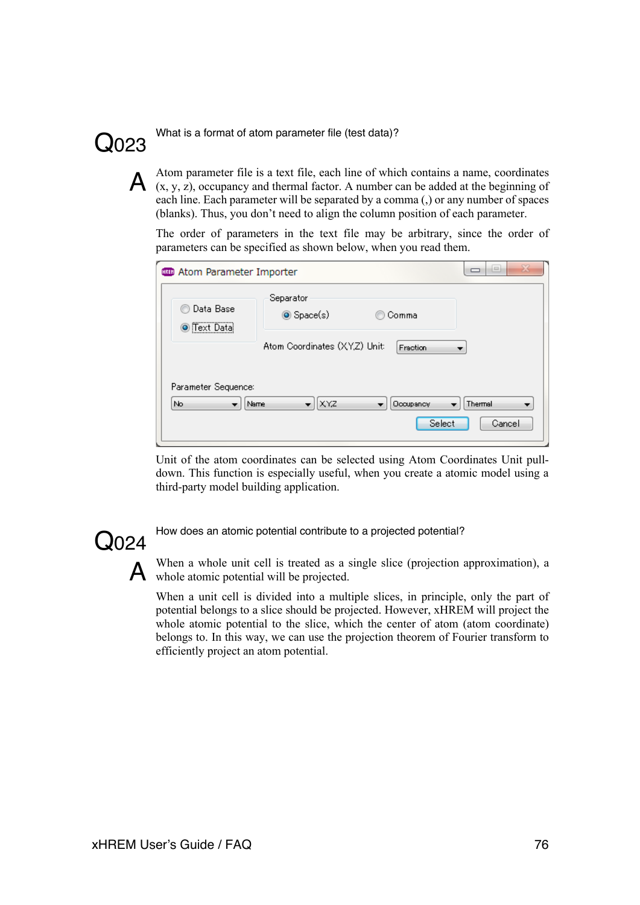## Q023 What is a format of atom parameter file (test data)?

**A**

Atom parameter file is a text file, each line of which contains a name, coordinates (x, y, z), occupancy and thermal factor. A number can be added at the beginning of each line. Each parameter will be separated by a comma (,) or any number of spaces (blanks). Thus, you don't need to align the column position of each parameter.

The order of parameters in the text file may be arbitrary, since the order of parameters can be specified as shown below, when you read them.

Atom Parameter Importer

- Data Base
- Text Data

Separator: Space(s) / Comma

Atom Coordinates (X,Y,Z) Unit: Fraction

Parameter Sequence: No | Name | X,Y,Z | Occupancy | Thermal

Select | Cancel

Unit of the atom coordinates can be selected using Atom Coordinates Unit pull-down. This function is especially useful, when you create a atomic model using a third-party model building application.

## Q024 How does an atomic potential contribute to a projected potential?

**A**

When a whole unit cell is treated as a single slice (projection approximation), a whole atomic potential will be projected.

When a unit cell is divided into a multiple slices, in principle, only the part of potential belongs to a slice should be projected. However, xHREM will project the whole atomic potential to the slice, which the center of atom (atom coordinate) belongs to. In this way, we can use the projection theorem of Fourier transform to efficiently project an atom potential.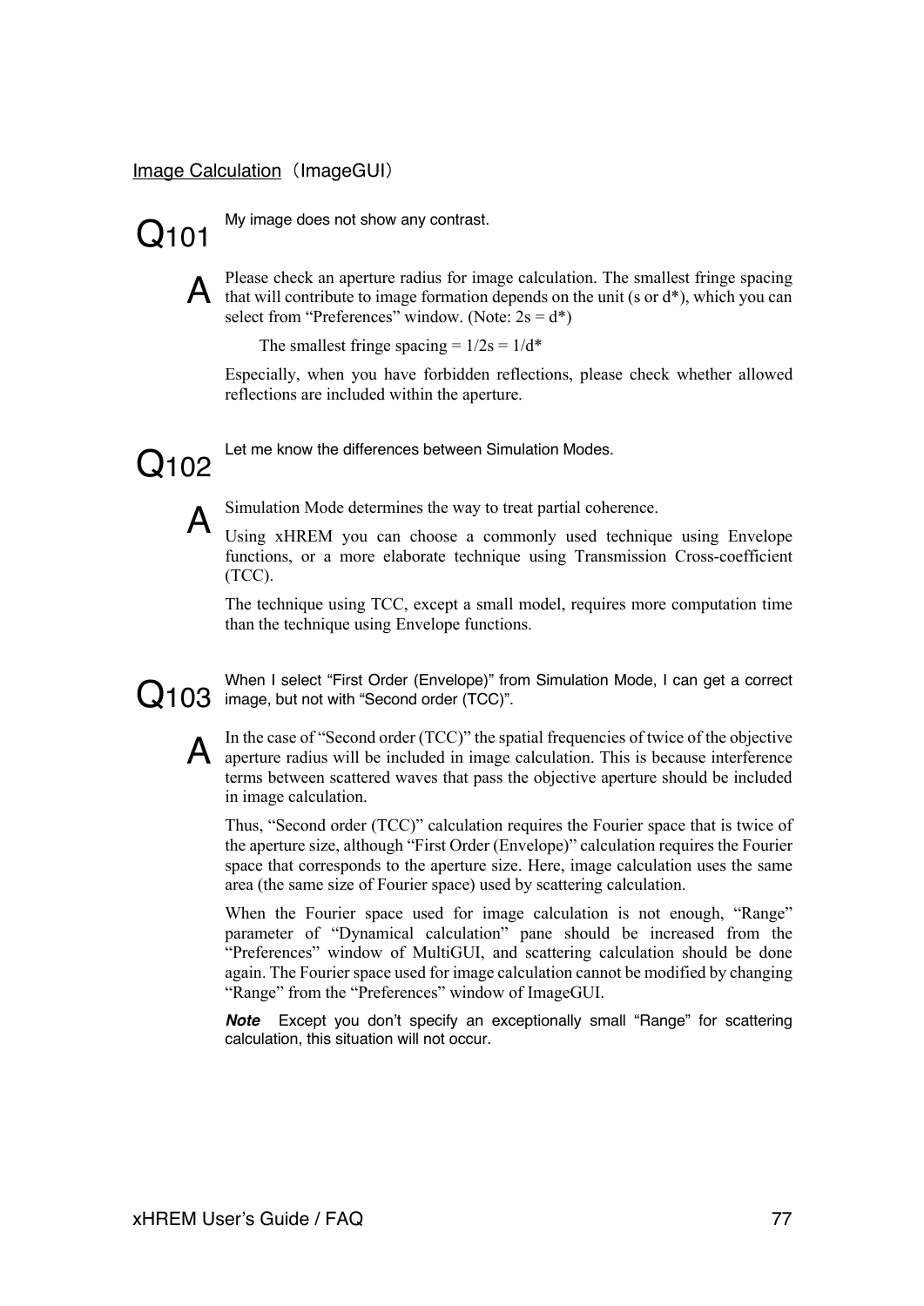## Image Calculation（ImageGUI）

**Q101** My image does not show any contrast.

**A** Please check an aperture radius for image calculation. The smallest fringe spacing that will contribute to image formation depends on the unit (s or d*), which you can select from “Preferences” window. (Note: 2s = d*)

The smallest fringe spacing = 1/2s = 1/d*

Especially, when you have forbidden reflections, please check whether allowed reflections are included within the aperture.

**Q102** Let me know the differences between Simulation Modes.

**A** Simulation Mode determines the way to treat partial coherence.

Using xHREM you can choose a commonly used technique using Envelope functions, or a more elaborate technique using Transmission Cross-coefficient (TCC).

The technique using TCC, except a small model, requires more computation time than the technique using Envelope functions.

**Q103** When I select “First Order (Envelope)” from Simulation Mode, I can get a correct image, but not with “Second order (TCC)”.

**A** In the case of “Second order (TCC)” the spatial frequencies of twice of the objective aperture radius will be included in image calculation. This is because interference terms between scattered waves that pass the objective aperture should be included in image calculation.

Thus, “Second order (TCC)” calculation requires the Fourier space that is twice of the aperture size, although “First Order (Envelope)” calculation requires the Fourier space that corresponds to the aperture size. Here, image calculation uses the same area (the same size of Fourier space) used by scattering calculation.

When the Fourier space used for image calculation is not enough, “Range” parameter of “Dynamical calculation” pane should be increased from the “Preferences” window of MultiGUI, and scattering calculation should be done again. The Fourier space used for image calculation cannot be modified by changing “Range” from the “Preferences” window of ImageGUI.

***Note*** Except you don’t specify an exceptionally small “Range” for scattering calculation, this situation will not occur.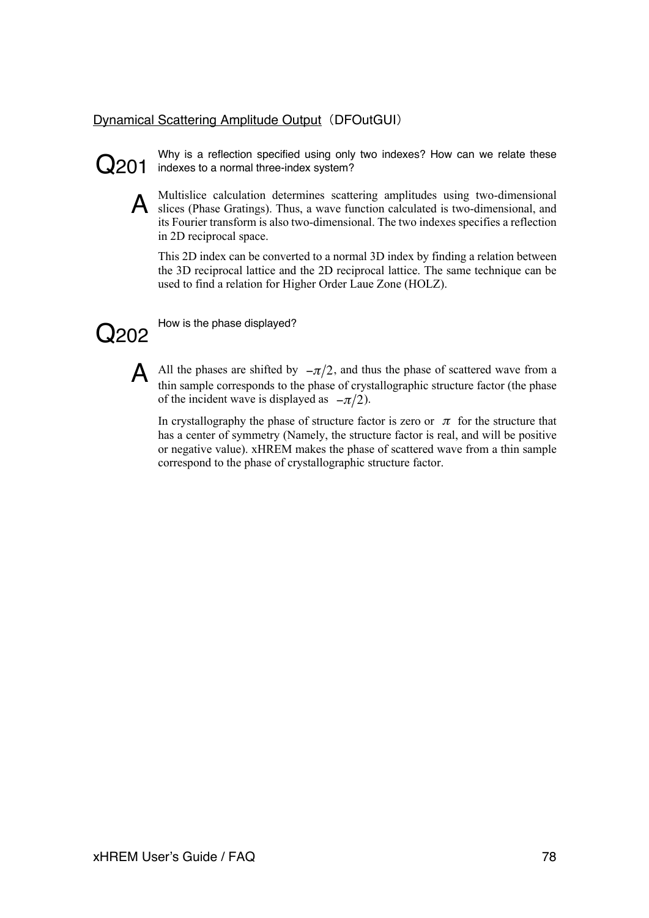## <u>Dynamical Scattering Amplitude Output</u>（DFOutGUI）

**Q201** Why is a reflection specified using only two indexes? How can we relate these indexes to a normal three-index system?

**A** Multislice calculation determines scattering amplitudes using two-dimensional slices (Phase Gratings). Thus, a wave function calculated is two-dimensional, and its Fourier transform is also two-dimensional. The two indexes specifies a reflection in 2D reciprocal space.

This 2D index can be converted to a normal 3D index by finding a relation between the 3D reciprocal lattice and the 2D reciprocal lattice. The same technique can be used to find a relation for Higher Order Laue Zone (HOLZ).

**Q202** How is the phase displayed?

**A** All the phases are shifted by $-\pi/2$, and thus the phase of scattered wave from a thin sample corresponds to the phase of crystallographic structure factor (the phase of the incident wave is displayed as $-\pi/2$).

In crystallography the phase of structure factor is zero or $\pi$ for the structure that has a center of symmetry (Namely, the structure factor is real, and will be positive or negative value). xHREM makes the phase of scattered wave from a thin sample correspond to the phase of crystallographic structure factor.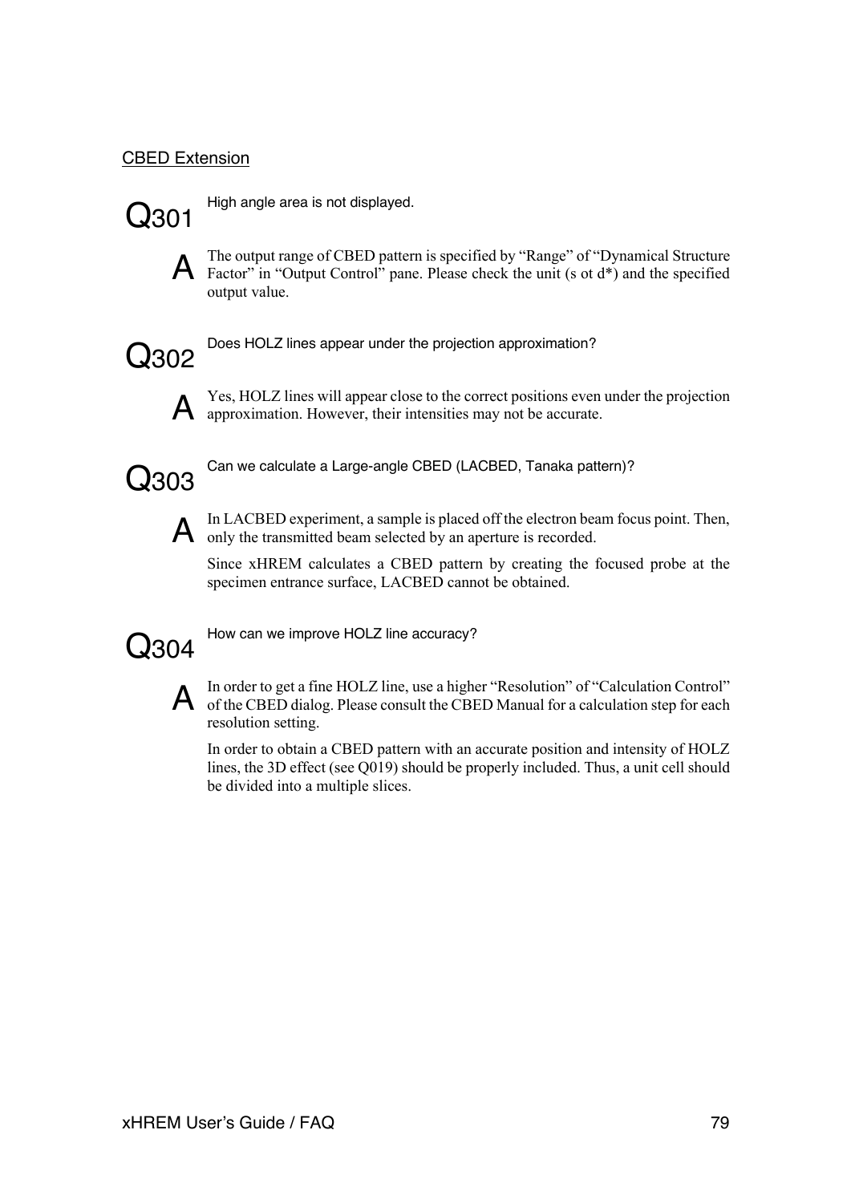## CBED Extension

**Q301** High angle area is not displayed.

**A** The output range of CBED pattern is specified by "Range" of "Dynamical Structure Factor" in "Output Control" pane. Please check the unit (s ot d*) and the specified output value.

**Q302** Does HOLZ lines appear under the projection approximation?

**A** Yes, HOLZ lines will appear close to the correct positions even under the projection approximation. However, their intensities may not be accurate.

**Q303** Can we calculate a Large-angle CBED (LACBED, Tanaka pattern)?

**A** In LACBED experiment, a sample is placed off the electron beam focus point. Then, only the transmitted beam selected by an aperture is recorded.

Since xHREM calculates a CBED pattern by creating the focused probe at the specimen entrance surface, LACBED cannot be obtained.

**Q304** How can we improve HOLZ line accuracy?

**A** In order to get a fine HOLZ line, use a higher "Resolution" of "Calculation Control" of the CBED dialog. Please consult the CBED Manual for a calculation step for each resolution setting.

In order to obtain a CBED pattern with an accurate position and intensity of HOLZ lines, the 3D effect (see Q019) should be properly included. Thus, a unit cell should be divided into a multiple slices.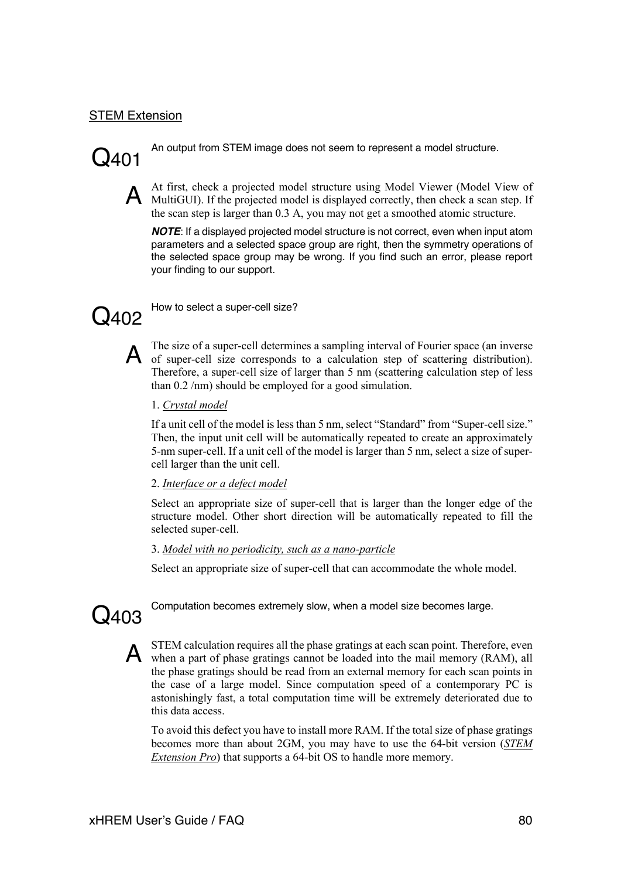<u>STEM Extension</u>

## Q401

An output from STEM image does not seem to represent a model structure.

**A**

At first, check a projected model structure using Model Viewer (Model View of MultiGUI). If the projected model is displayed correctly, then check a scan step. If the scan step is larger than 0.3 A, you may not get a smoothed atomic structure.

***NOTE***: If a displayed projected model structure is not correct, even when input atom parameters and a selected space group are right, then the symmetry operations of the selected space group may be wrong. If you find such an error, please report your finding to our support.

## Q402

How to select a super-cell size?

**A**

The size of a super-cell determines a sampling interval of Fourier space (an inverse of super-cell size corresponds to a calculation step of scattering distribution). Therefore, a super-cell size of larger than 5 nm (scattering calculation step of less than 0.2 /nm) should be employed for a good simulation.

1. <u>*Crystal model*</u>

If a unit cell of the model is less than 5 nm, select “Standard” from “Super-cell size.” Then, the input unit cell will be automatically repeated to create an approximately 5-nm super-cell. If a unit cell of the model is larger than 5 nm, select a size of super-cell larger than the unit cell.

2. <u>*Interface or a defect model*</u>

Select an appropriate size of super-cell that is larger than the longer edge of the structure model. Other short direction will be automatically repeated to fill the selected super-cell.

3. <u>*Model with no periodicity, such as a nano-particle*</u>

Select an appropriate size of super-cell that can accommodate the whole model.

## Q403

Computation becomes extremely slow, when a model size becomes large.

**A**

STEM calculation requires all the phase gratings at each scan point. Therefore, even when a part of phase gratings cannot be loaded into the mail memory (RAM), all the phase gratings should be read from an external memory for each scan points in the case of a large model. Since computation speed of a contemporary PC is astonishingly fast, a total computation time will be extremely deteriorated due to this data access.

To avoid this defect you have to install more RAM. If the total size of phase gratings becomes more than about 2GM, you may have to use the 64-bit version (<u>*STEM Extension Pro*</u>) that supports a 64-bit OS to handle more memory.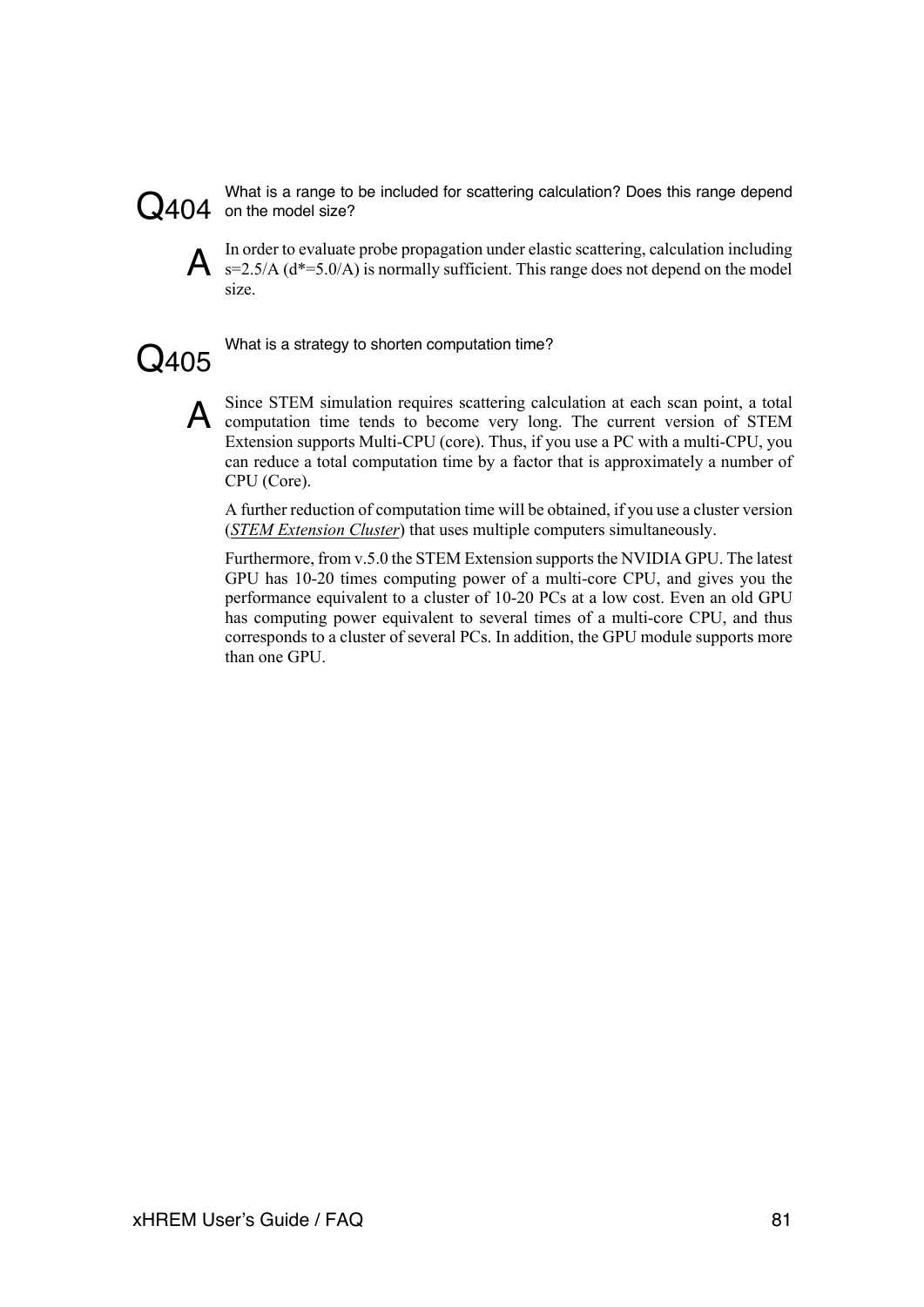## Q404

What is a range to be included for scattering calculation? Does this range depend on the model size?

**A**

In order to evaluate probe propagation under elastic scattering, calculation including s=2.5/A (d*=5.0/A) is normally sufficient. This range does not depend on the model size.

## Q405

What is a strategy to shorten computation time?

**A**

Since STEM simulation requires scattering calculation at each scan point, a total computation time tends to become very long. The current version of STEM Extension supports Multi-CPU (core). Thus, if you use a PC with a multi-CPU, you can reduce a total computation time by a factor that is approximately a number of CPU (Core).

A further reduction of computation time will be obtained, if you use a cluster version (*STEM Extension Cluster*) that uses multiple computers simultaneously.

Furthermore, from v.5.0 the STEM Extension supports the NVIDIA GPU. The latest GPU has 10-20 times computing power of a multi-core CPU, and gives you the performance equivalent to a cluster of 10-20 PCs at a low cost. Even an old GPU has computing power equivalent to several times of a multi-core CPU, and thus corresponds to a cluster of several PCs. In addition, the GPU module supports more than one GPU.